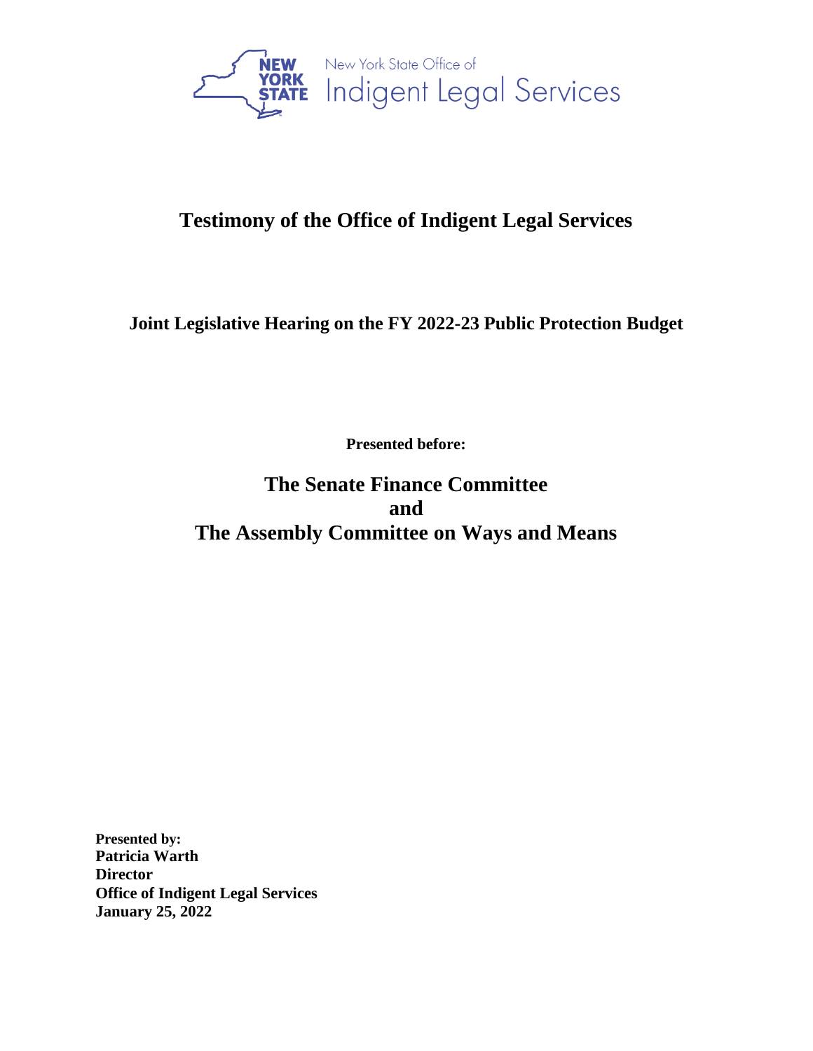New York State Office of Indigent Legal Services

# Testimony of the Office of Indigent Legal Services

## Joint Legislative Hearing on the FY 2022-23 Public Protection Budget

**Presented before:**

## The Senate Finance Committee
## and
## The Assembly Committee on Ways and Means

**Presented by:**
**Patricia Warth**
**Director**
**Office of Indigent Legal Services**
**January 25, 2022**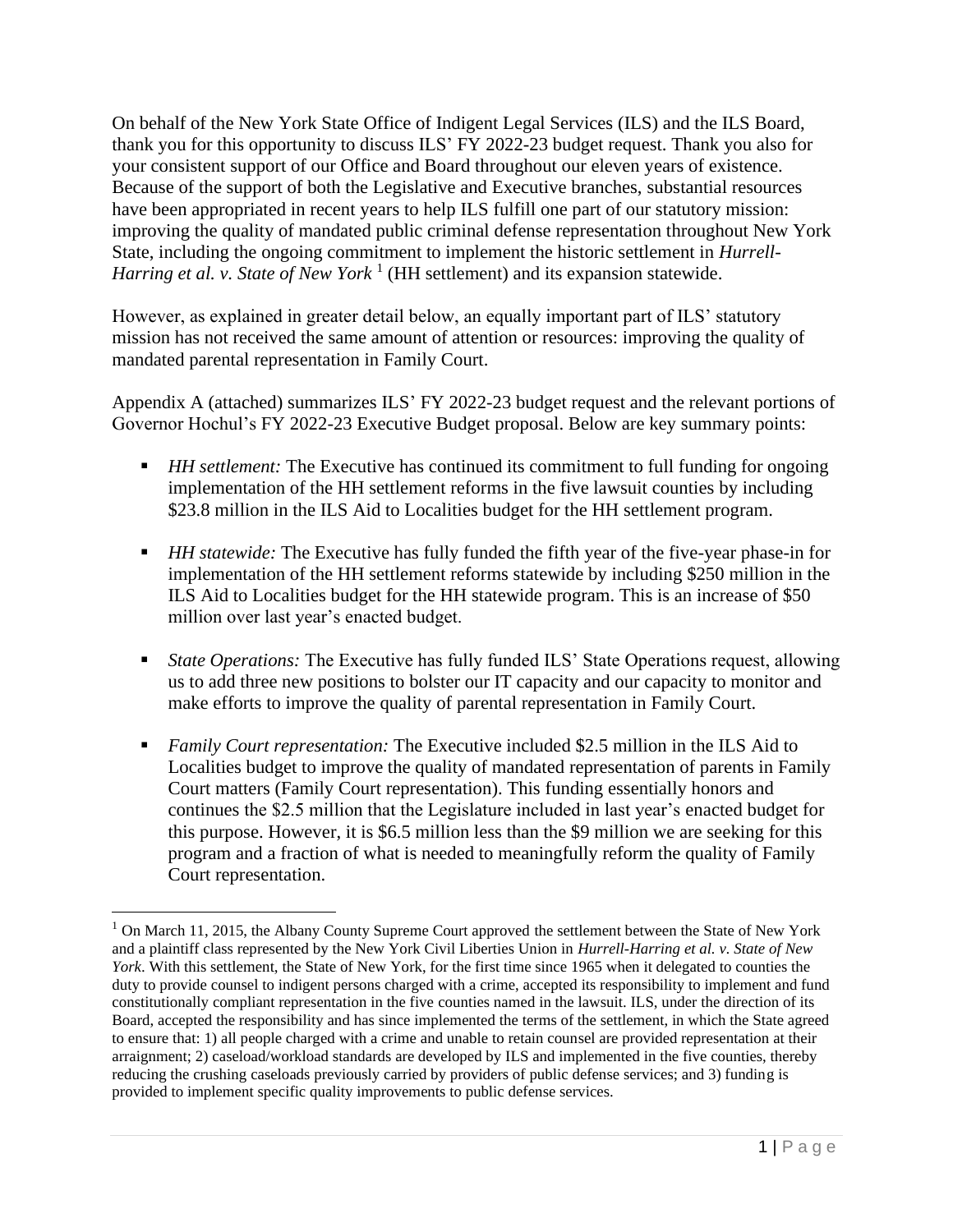On behalf of the New York State Office of Indigent Legal Services (ILS) and the ILS Board, thank you for this opportunity to discuss ILS' FY 2022-23 budget request. Thank you also for your consistent support of our Office and Board throughout our eleven years of existence. Because of the support of both the Legislative and Executive branches, substantial resources have been appropriated in recent years to help ILS fulfill one part of our statutory mission: improving the quality of mandated public criminal defense representation throughout New York State, including the ongoing commitment to implement the historic settlement in *Hurrell-Harring et al. v. State of New York* [1] (HH settlement) and its expansion statewide.

However, as explained in greater detail below, an equally important part of ILS' statutory mission has not received the same amount of attention or resources: improving the quality of mandated parental representation in Family Court.

Appendix A (attached) summarizes ILS' FY 2022-23 budget request and the relevant portions of Governor Hochul's FY 2022-23 Executive Budget proposal. Below are key summary points:

- *HH settlement:* The Executive has continued its commitment to full funding for ongoing implementation of the HH settlement reforms in the five lawsuit counties by including $23.8 million in the ILS Aid to Localities budget for the HH settlement program.
- *HH statewide:* The Executive has fully funded the fifth year of the five-year phase-in for implementation of the HH settlement reforms statewide by including $250 million in the ILS Aid to Localities budget for the HH statewide program. This is an increase of $50 million over last year's enacted budget.
- *State Operations:* The Executive has fully funded ILS' State Operations request, allowing us to add three new positions to bolster our IT capacity and our capacity to monitor and make efforts to improve the quality of parental representation in Family Court.
- *Family Court representation:* The Executive included $2.5 million in the ILS Aid to Localities budget to improve the quality of mandated representation of parents in Family Court matters (Family Court representation). This funding essentially honors and continues the $2.5 million that the Legislature included in last year's enacted budget for this purpose. However, it is $6.5 million less than the $9 million we are seeking for this program and a fraction of what is needed to meaningfully reform the quality of Family Court representation.

---

[1] On March 11, 2015, the Albany County Supreme Court approved the settlement between the State of New York and a plaintiff class represented by the New York Civil Liberties Union in *Hurrell-Harring et al. v. State of New York*. With this settlement, the State of New York, for the first time since 1965 when it delegated to counties the duty to provide counsel to indigent persons charged with a crime, accepted its responsibility to implement and fund constitutionally compliant representation in the five counties named in the lawsuit. ILS, under the direction of its Board, accepted the responsibility and has since implemented the terms of the settlement, in which the State agreed to ensure that: 1) all people charged with a crime and unable to retain counsel are provided representation at their arraignment; 2) caseload/workload standards are developed by ILS and implemented in the five counties, thereby reducing the crushing caseloads previously carried by providers of public defense services; and 3) funding is provided to implement specific quality improvements to public defense services.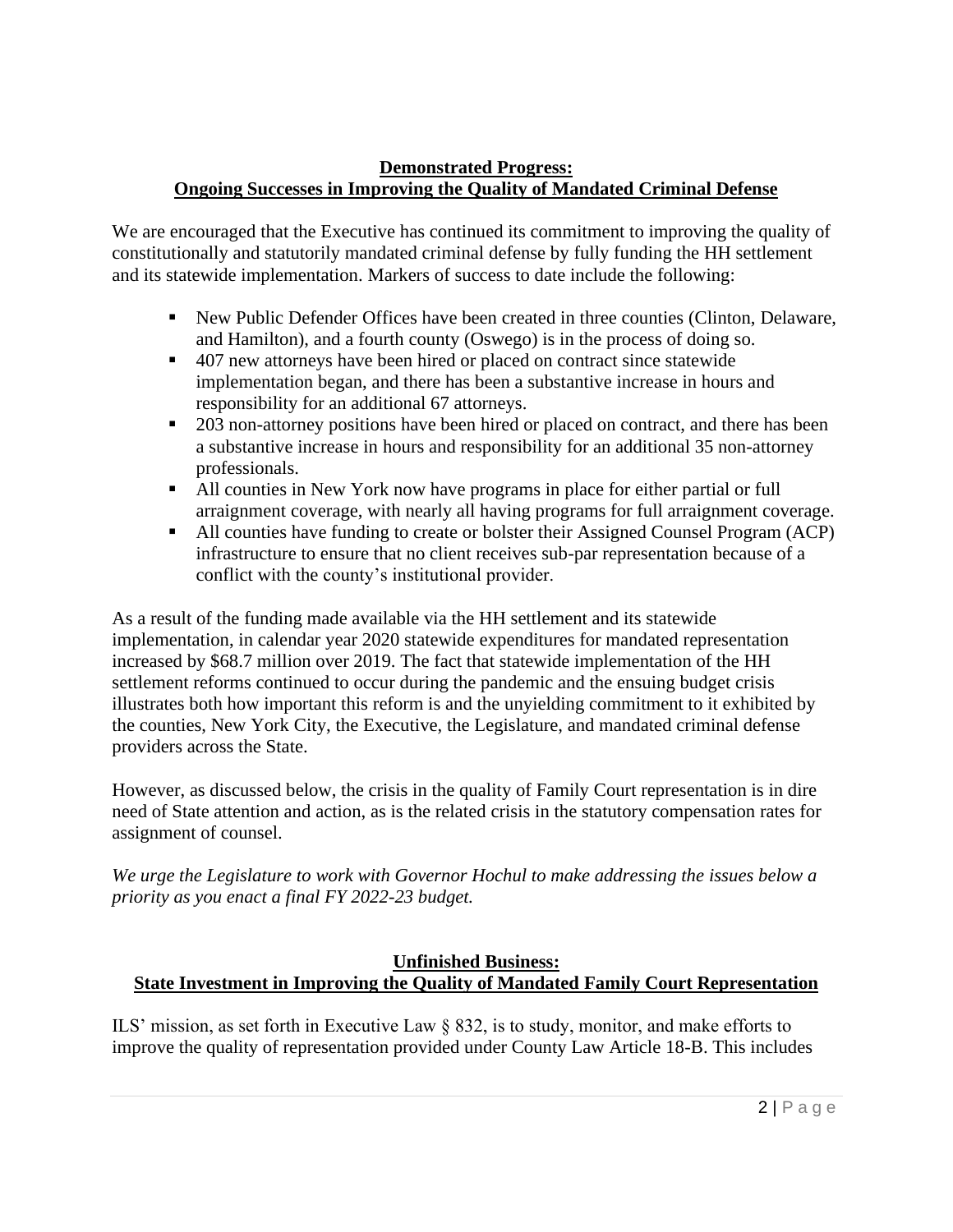## **Demonstrated Progress:**
## **Ongoing Successes in Improving the Quality of Mandated Criminal Defense**

We are encouraged that the Executive has continued its commitment to improving the quality of constitutionally and statutorily mandated criminal defense by fully funding the HH settlement and its statewide implementation. Markers of success to date include the following:

- New Public Defender Offices have been created in three counties (Clinton, Delaware, and Hamilton), and a fourth county (Oswego) is in the process of doing so.
- 407 new attorneys have been hired or placed on contract since statewide implementation began, and there has been a substantive increase in hours and responsibility for an additional 67 attorneys.
- 203 non-attorney positions have been hired or placed on contract, and there has been a substantive increase in hours and responsibility for an additional 35 non-attorney professionals.
- All counties in New York now have programs in place for either partial or full arraignment coverage, with nearly all having programs for full arraignment coverage.
- All counties have funding to create or bolster their Assigned Counsel Program (ACP) infrastructure to ensure that no client receives sub-par representation because of a conflict with the county's institutional provider.

As a result of the funding made available via the HH settlement and its statewide implementation, in calendar year 2020 statewide expenditures for mandated representation increased by $68.7 million over 2019. The fact that statewide implementation of the HH settlement reforms continued to occur during the pandemic and the ensuing budget crisis illustrates both how important this reform is and the unyielding commitment to it exhibited by the counties, New York City, the Executive, the Legislature, and mandated criminal defense providers across the State.

However, as discussed below, the crisis in the quality of Family Court representation is in dire need of State attention and action, as is the related crisis in the statutory compensation rates for assignment of counsel.

*We urge the Legislature to work with Governor Hochul to make addressing the issues below a priority as you enact a final FY 2022-23 budget.*

## **Unfinished Business:**
## **State Investment in Improving the Quality of Mandated Family Court Representation**

ILS' mission, as set forth in Executive Law § 832, is to study, monitor, and make efforts to improve the quality of representation provided under County Law Article 18-B. This includes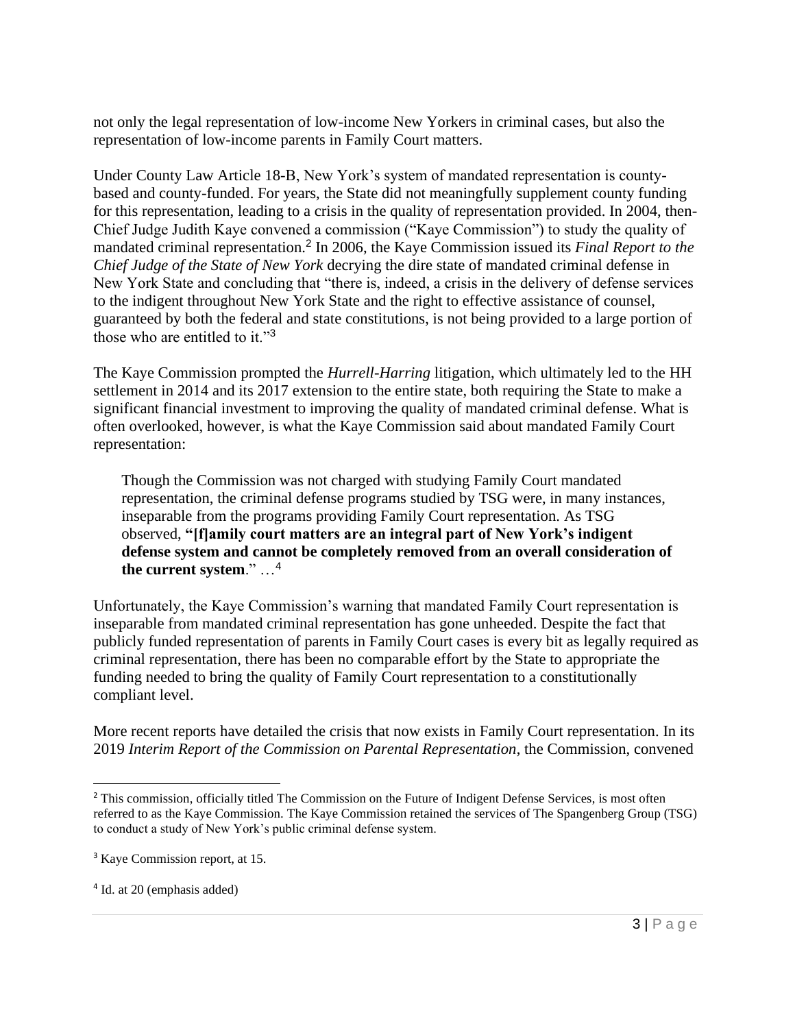not only the legal representation of low-income New Yorkers in criminal cases, but also the representation of low-income parents in Family Court matters.

Under County Law Article 18-B, New York's system of mandated representation is county-based and county-funded. For years, the State did not meaningfully supplement county funding for this representation, leading to a crisis in the quality of representation provided. In 2004, then-Chief Judge Judith Kaye convened a commission ("Kaye Commission") to study the quality of mandated criminal representation.[2] In 2006, the Kaye Commission issued its *Final Report to the Chief Judge of the State of New York* decrying the dire state of mandated criminal defense in New York State and concluding that "there is, indeed, a crisis in the delivery of defense services to the indigent throughout New York State and the right to effective assistance of counsel, guaranteed by both the federal and state constitutions, is not being provided to a large portion of those who are entitled to it."[3]

The Kaye Commission prompted the *Hurrell-Harring* litigation, which ultimately led to the HH settlement in 2014 and its 2017 extension to the entire state, both requiring the State to make a significant financial investment to improving the quality of mandated criminal defense. What is often overlooked, however, is what the Kaye Commission said about mandated Family Court representation:

> Though the Commission was not charged with studying Family Court mandated representation, the criminal defense programs studied by TSG were, in many instances, inseparable from the programs providing Family Court representation. As TSG observed, **"[f]amily court matters are an integral part of New York's indigent defense system and cannot be completely removed from an overall consideration of the current system**." …[4]

Unfortunately, the Kaye Commission's warning that mandated Family Court representation is inseparable from mandated criminal representation has gone unheeded. Despite the fact that publicly funded representation of parents in Family Court cases is every bit as legally required as criminal representation, there has been no comparable effort by the State to appropriate the funding needed to bring the quality of Family Court representation to a constitutionally compliant level.

More recent reports have detailed the crisis that now exists in Family Court representation. In its 2019 *Interim Report of the Commission on Parental Representation*, the Commission, convened

---

[2] This commission, officially titled The Commission on the Future of Indigent Defense Services, is most often referred to as the Kaye Commission. The Kaye Commission retained the services of The Spangenberg Group (TSG) to conduct a study of New York's public criminal defense system.

[3] Kaye Commission report, at 15.

[4] Id. at 20 (emphasis added)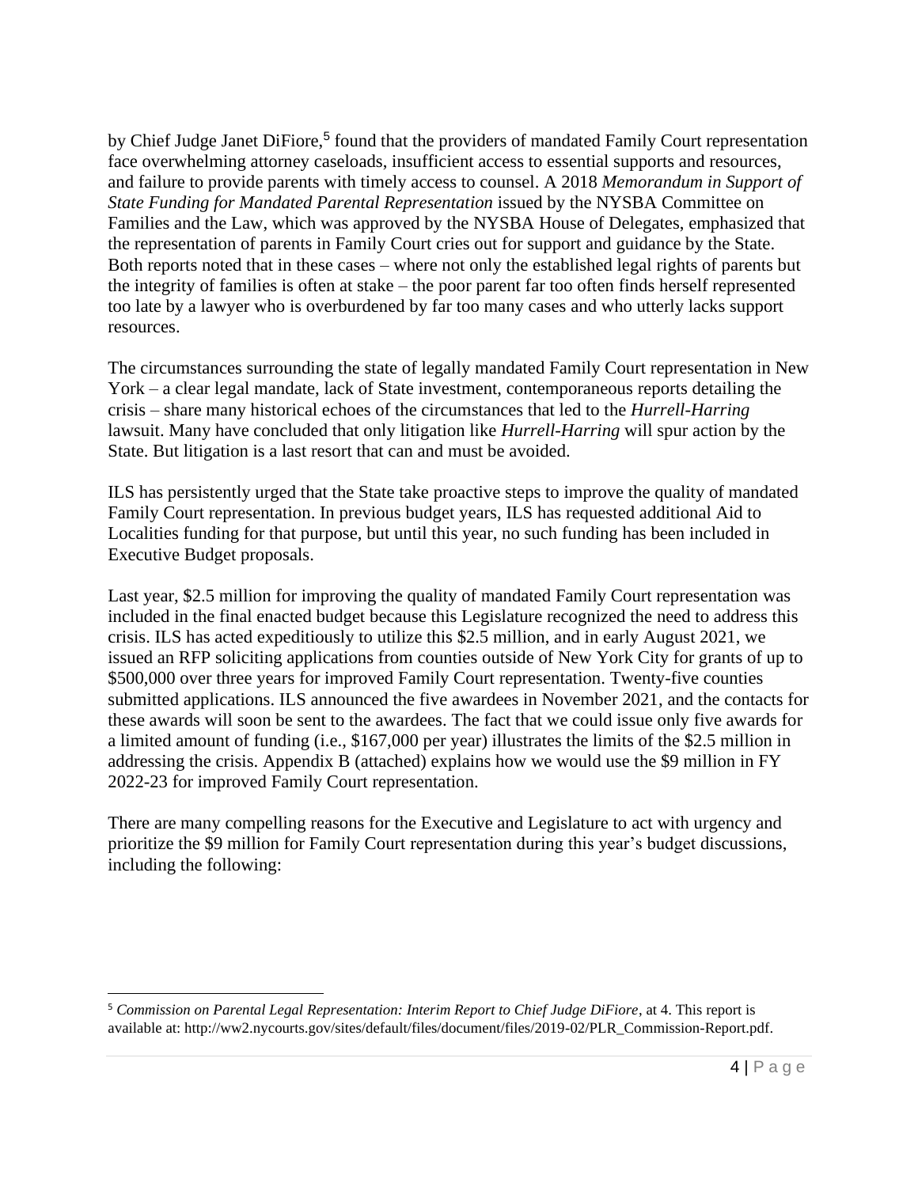by Chief Judge Janet DiFiore,[5] found that the providers of mandated Family Court representation face overwhelming attorney caseloads, insufficient access to essential supports and resources, and failure to provide parents with timely access to counsel. A 2018 *Memorandum in Support of State Funding for Mandated Parental Representation* issued by the NYSBA Committee on Families and the Law, which was approved by the NYSBA House of Delegates, emphasized that the representation of parents in Family Court cries out for support and guidance by the State. Both reports noted that in these cases – where not only the established legal rights of parents but the integrity of families is often at stake – the poor parent far too often finds herself represented too late by a lawyer who is overburdened by far too many cases and who utterly lacks support resources.

The circumstances surrounding the state of legally mandated Family Court representation in New York – a clear legal mandate, lack of State investment, contemporaneous reports detailing the crisis – share many historical echoes of the circumstances that led to the *Hurrell-Harring* lawsuit. Many have concluded that only litigation like *Hurrell-Harring* will spur action by the State. But litigation is a last resort that can and must be avoided.

ILS has persistently urged that the State take proactive steps to improve the quality of mandated Family Court representation. In previous budget years, ILS has requested additional Aid to Localities funding for that purpose, but until this year, no such funding has been included in Executive Budget proposals.

Last year, $2.5 million for improving the quality of mandated Family Court representation was included in the final enacted budget because this Legislature recognized the need to address this crisis. ILS has acted expeditiously to utilize this $2.5 million, and in early August 2021, we issued an RFP soliciting applications from counties outside of New York City for grants of up to $500,000 over three years for improved Family Court representation. Twenty-five counties submitted applications. ILS announced the five awardees in November 2021, and the contacts for these awards will soon be sent to the awardees. The fact that we could issue only five awards for a limited amount of funding (i.e., $167,000 per year) illustrates the limits of the $2.5 million in addressing the crisis. Appendix B (attached) explains how we would use the $9 million in FY 2022-23 for improved Family Court representation.

There are many compelling reasons for the Executive and Legislature to act with urgency and prioritize the $9 million for Family Court representation during this year's budget discussions, including the following:

---

[5] *Commission on Parental Legal Representation: Interim Report to Chief Judge DiFiore*, at 4. This report is available at: http://ww2.nycourts.gov/sites/default/files/document/files/2019-02/PLR_Commission-Report.pdf.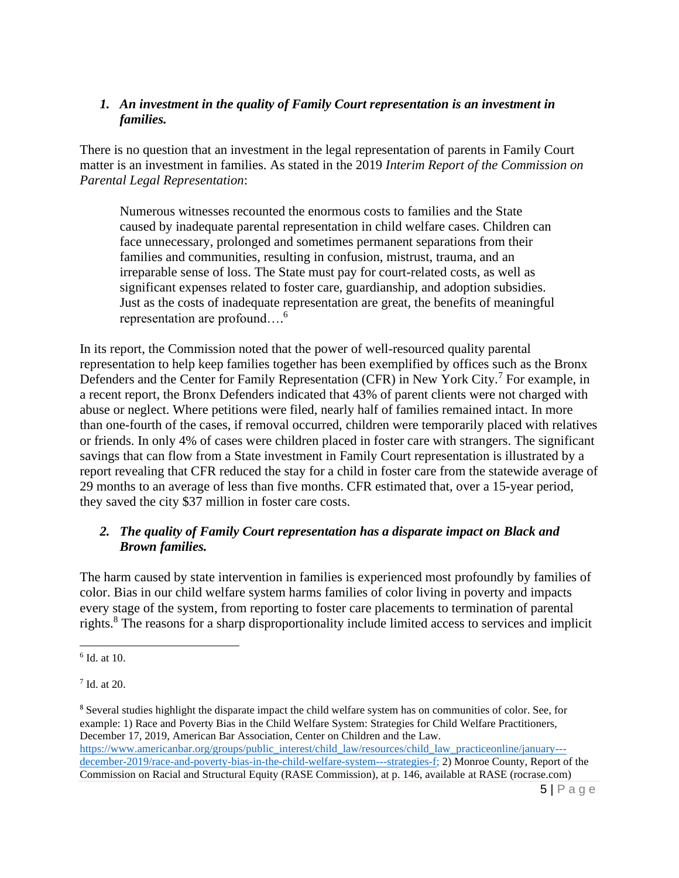### *1. An investment in the quality of Family Court representation is an investment in families.*

There is no question that an investment in the legal representation of parents in Family Court matter is an investment in families. As stated in the 2019 *Interim Report of the Commission on Parental Legal Representation*:

> Numerous witnesses recounted the enormous costs to families and the State caused by inadequate parental representation in child welfare cases. Children can face unnecessary, prolonged and sometimes permanent separations from their families and communities, resulting in confusion, mistrust, trauma, and an irreparable sense of loss. The State must pay for court-related costs, as well as significant expenses related to foster care, guardianship, and adoption subsidies. Just as the costs of inadequate representation are great, the benefits of meaningful representation are profound….[6]

In its report, the Commission noted that the power of well-resourced quality parental representation to help keep families together has been exemplified by offices such as the Bronx Defenders and the Center for Family Representation (CFR) in New York City.[7] For example, in a recent report, the Bronx Defenders indicated that 43% of parent clients were not charged with abuse or neglect. Where petitions were filed, nearly half of families remained intact. In more than one-fourth of the cases, if removal occurred, children were temporarily placed with relatives or friends. In only 4% of cases were children placed in foster care with strangers. The significant savings that can flow from a State investment in Family Court representation is illustrated by a report revealing that CFR reduced the stay for a child in foster care from the statewide average of 29 months to an average of less than five months. CFR estimated that, over a 15-year period, they saved the city $37 million in foster care costs.

### *2. The quality of Family Court representation has a disparate impact on Black and Brown families.*

The harm caused by state intervention in families is experienced most profoundly by families of color. Bias in our child welfare system harms families of color living in poverty and impacts every stage of the system, from reporting to foster care placements to termination of parental rights.[8] The reasons for a sharp disproportionality include limited access to services and implicit

---

[6] Id. at 10.

[7] Id. at 20.

[8] Several studies highlight the disparate impact the child welfare system has on communities of color. See, for example: 1) Race and Poverty Bias in the Child Welfare System: Strategies for Child Welfare Practitioners, December 17, 2019, American Bar Association, Center on Children and the Law. https://www.americanbar.org/groups/public_interest/child_law/resources/child_law_practiceonline/january---december-2019/race-and-poverty-bias-in-the-child-welfare-system---strategies-f; 2) Monroe County, Report of the Commission on Racial and Structural Equity (RASE Commission), at p. 146, available at RASE (rocrase.com)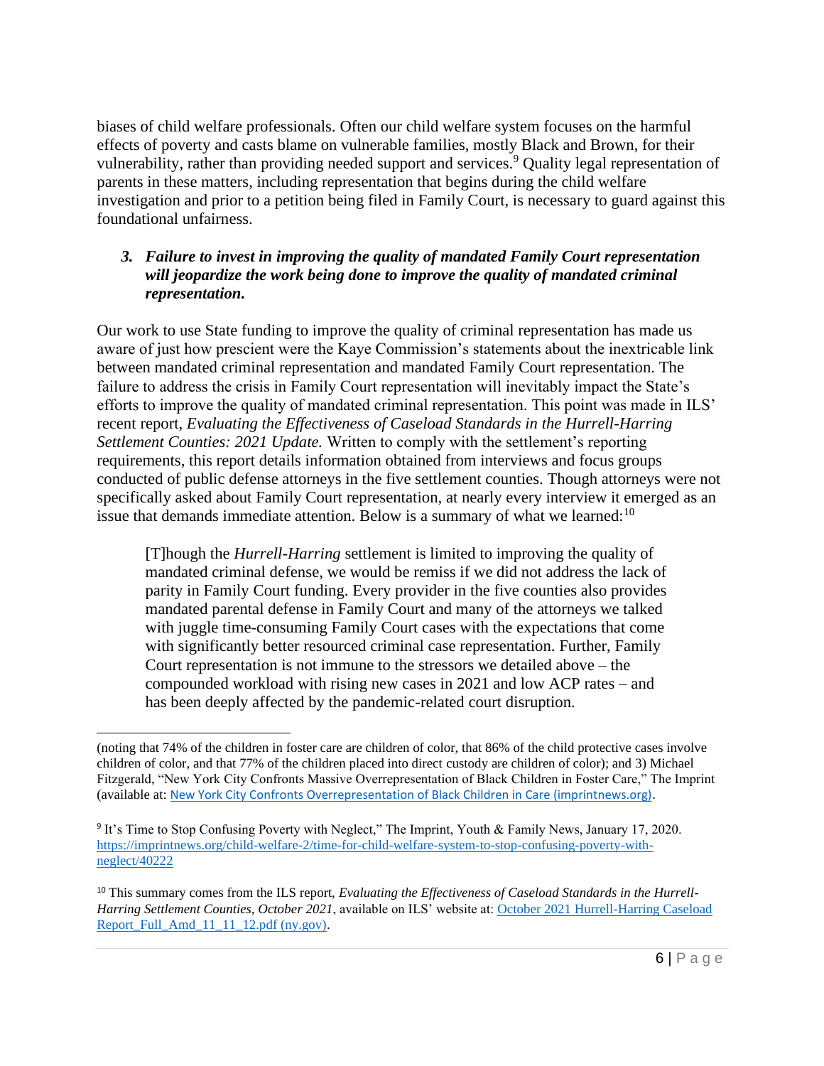biases of child welfare professionals. Often our child welfare system focuses on the harmful effects of poverty and casts blame on vulnerable families, mostly Black and Brown, for their vulnerability, rather than providing needed support and services.[9] Quality legal representation of parents in these matters, including representation that begins during the child welfare investigation and prior to a petition being filed in Family Court, is necessary to guard against this foundational unfairness.

### *3. Failure to invest in improving the quality of mandated Family Court representation will jeopardize the work being done to improve the quality of mandated criminal representation.*

Our work to use State funding to improve the quality of criminal representation has made us aware of just how prescient were the Kaye Commission's statements about the inextricable link between mandated criminal representation and mandated Family Court representation. The failure to address the crisis in Family Court representation will inevitably impact the State's efforts to improve the quality of mandated criminal representation. This point was made in ILS' recent report, *Evaluating the Effectiveness of Caseload Standards in the Hurrell-Harring Settlement Counties: 2021 Update.* Written to comply with the settlement's reporting requirements, this report details information obtained from interviews and focus groups conducted of public defense attorneys in the five settlement counties. Though attorneys were not specifically asked about Family Court representation, at nearly every interview it emerged as an issue that demands immediate attention. Below is a summary of what we learned:[10]

> [T]hough the *Hurrell-Harring* settlement is limited to improving the quality of mandated criminal defense, we would be remiss if we did not address the lack of parity in Family Court funding. Every provider in the five counties also provides mandated parental defense in Family Court and many of the attorneys we talked with juggle time-consuming Family Court cases with the expectations that come with significantly better resourced criminal case representation. Further, Family Court representation is not immune to the stressors we detailed above – the compounded workload with rising new cases in 2021 and low ACP rates – and has been deeply affected by the pandemic-related court disruption.

---

(noting that 74% of the children in foster care are children of color, that 86% of the child protective cases involve children of color, and that 77% of the children placed into direct custody are children of color); and 3) Michael Fitzgerald, "New York City Confronts Massive Overrepresentation of Black Children in Foster Care," The Imprint (available at: [New York City Confronts Overrepresentation of Black Children in Care (imprintnews.org)](imprintnews.org).

[9] It's Time to Stop Confusing Poverty with Neglect," The Imprint, Youth & Family News, January 17, 2020. https://imprintnews.org/child-welfare-2/time-for-child-welfare-system-to-stop-confusing-poverty-with-neglect/40222

[10] This summary comes from the ILS report, *Evaluating the Effectiveness of Caseload Standards in the Hurrell-Harring Settlement Counties, October 2021*, available on ILS' website at: [October 2021 Hurrell-Harring Caseload Report_Full_Amd_11_11_12.pdf (ny.gov)](ny.gov).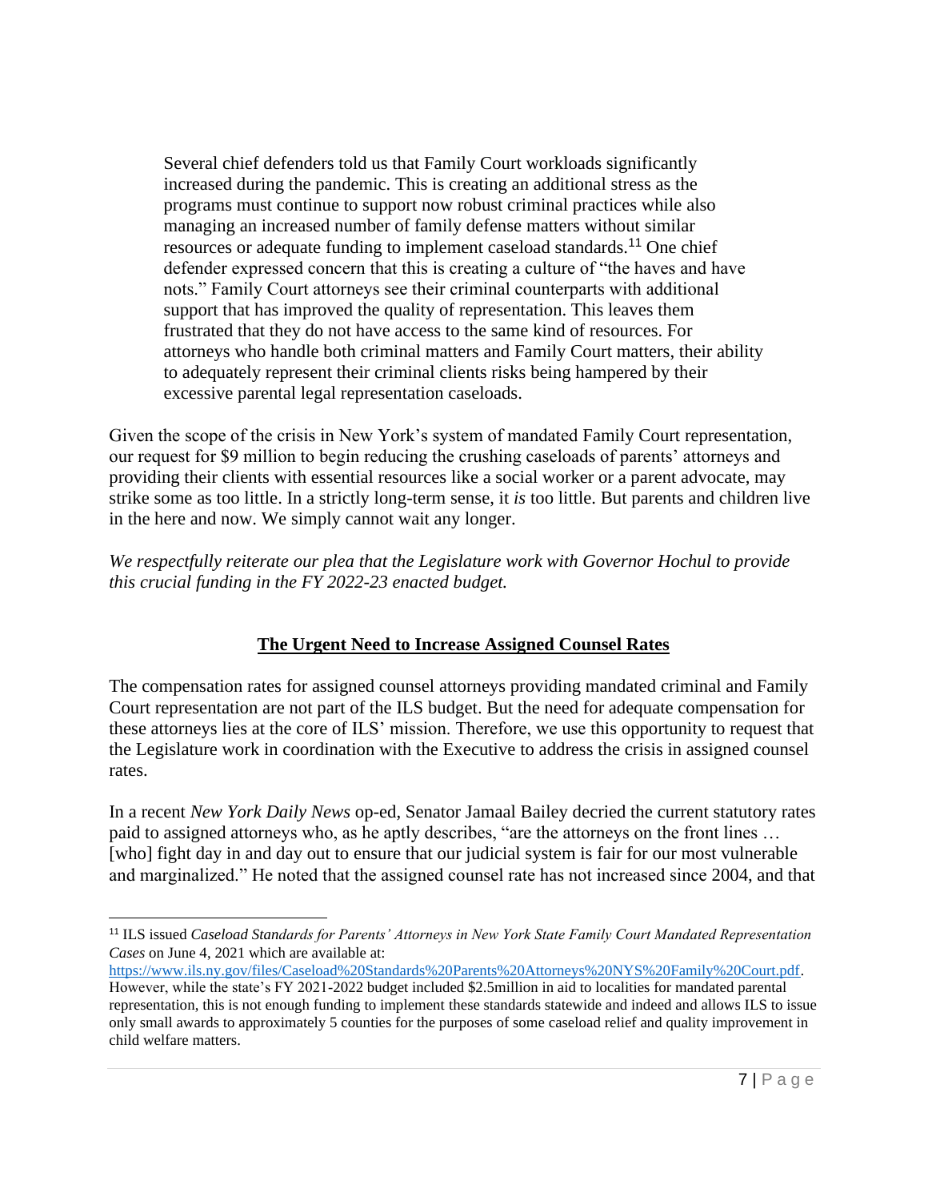> Several chief defenders told us that Family Court workloads significantly increased during the pandemic. This is creating an additional stress as the programs must continue to support now robust criminal practices while also managing an increased number of family defense matters without similar resources or adequate funding to implement caseload standards.[11] One chief defender expressed concern that this is creating a culture of "the haves and have nots." Family Court attorneys see their criminal counterparts with additional support that has improved the quality of representation. This leaves them frustrated that they do not have access to the same kind of resources. For attorneys who handle both criminal matters and Family Court matters, their ability to adequately represent their criminal clients risks being hampered by their excessive parental legal representation caseloads.

Given the scope of the crisis in New York's system of mandated Family Court representation, our request for $9 million to begin reducing the crushing caseloads of parents' attorneys and providing their clients with essential resources like a social worker or a parent advocate, may strike some as too little. In a strictly long-term sense, it *is* too little. But parents and children live in the here and now. We simply cannot wait any longer.

*We respectfully reiterate our plea that the Legislature work with Governor Hochul to provide this crucial funding in the FY 2022-23 enacted budget.*

## **The Urgent Need to Increase Assigned Counsel Rates**

The compensation rates for assigned counsel attorneys providing mandated criminal and Family Court representation are not part of the ILS budget. But the need for adequate compensation for these attorneys lies at the core of ILS' mission. Therefore, we use this opportunity to request that the Legislature work in coordination with the Executive to address the crisis in assigned counsel rates.

In a recent *New York Daily News* op-ed, Senator Jamaal Bailey decried the current statutory rates paid to assigned attorneys who, as he aptly describes, "are the attorneys on the front lines … [who] fight day in and day out to ensure that our judicial system is fair for our most vulnerable and marginalized." He noted that the assigned counsel rate has not increased since 2004, and that

---

[11] ILS issued *Caseload Standards for Parents' Attorneys in New York State Family Court Mandated Representation Cases* on June 4, 2021 which are available at: https://www.ils.ny.gov/files/Caseload%20Standards%20Parents%20Attorneys%20NYS%20Family%20Court.pdf. However, while the state's FY 2021-2022 budget included $2.5million in aid to localities for mandated parental representation, this is not enough funding to implement these standards statewide and indeed and allows ILS to issue only small awards to approximately 5 counties for the purposes of some caseload relief and quality improvement in child welfare matters.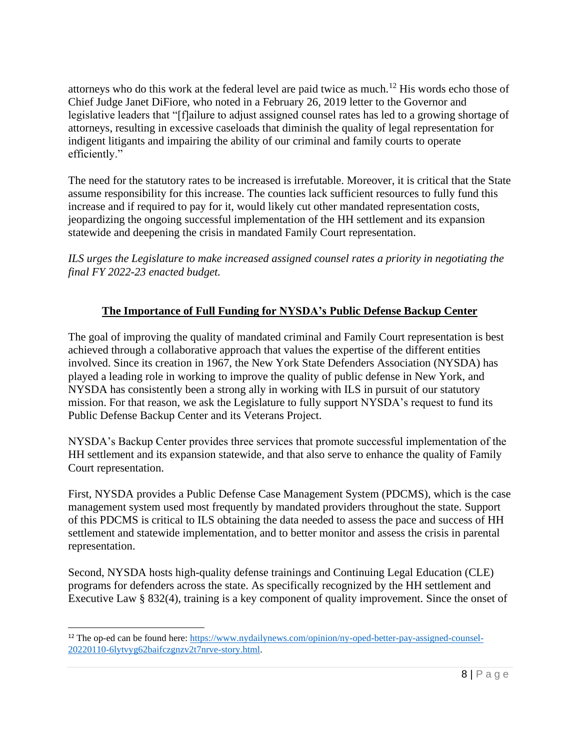attorneys who do this work at the federal level are paid twice as much.[12] His words echo those of Chief Judge Janet DiFiore, who noted in a February 26, 2019 letter to the Governor and legislative leaders that "[f]ailure to adjust assigned counsel rates has led to a growing shortage of attorneys, resulting in excessive caseloads that diminish the quality of legal representation for indigent litigants and impairing the ability of our criminal and family courts to operate efficiently."

The need for the statutory rates to be increased is irrefutable. Moreover, it is critical that the State assume responsibility for this increase. The counties lack sufficient resources to fully fund this increase and if required to pay for it, would likely cut other mandated representation costs, jeopardizing the ongoing successful implementation of the HH settlement and its expansion statewide and deepening the crisis in mandated Family Court representation.

*ILS urges the Legislature to make increased assigned counsel rates a priority in negotiating the final FY 2022-23 enacted budget.*

## The Importance of Full Funding for NYSDA's Public Defense Backup Center

The goal of improving the quality of mandated criminal and Family Court representation is best achieved through a collaborative approach that values the expertise of the different entities involved. Since its creation in 1967, the New York State Defenders Association (NYSDA) has played a leading role in working to improve the quality of public defense in New York, and NYSDA has consistently been a strong ally in working with ILS in pursuit of our statutory mission. For that reason, we ask the Legislature to fully support NYSDA's request to fund its Public Defense Backup Center and its Veterans Project.

NYSDA's Backup Center provides three services that promote successful implementation of the HH settlement and its expansion statewide, and that also serve to enhance the quality of Family Court representation.

First, NYSDA provides a Public Defense Case Management System (PDCMS), which is the case management system used most frequently by mandated providers throughout the state. Support of this PDCMS is critical to ILS obtaining the data needed to assess the pace and success of HH settlement and statewide implementation, and to better monitor and assess the crisis in parental representation.

Second, NYSDA hosts high-quality defense trainings and Continuing Legal Education (CLE) programs for defenders across the state. As specifically recognized by the HH settlement and Executive Law § 832(4), training is a key component of quality improvement. Since the onset of

[12] The op-ed can be found here: https://www.nydailynews.com/opinion/ny-oped-better-pay-assigned-counsel-20220110-6lytvyg62baifczgnzv2t7nrve-story.html.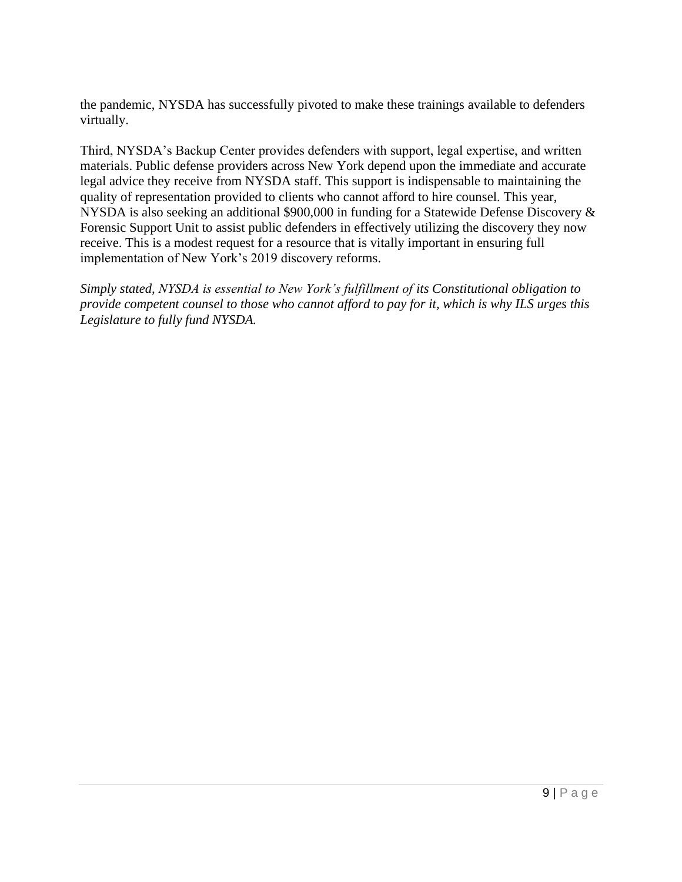the pandemic, NYSDA has successfully pivoted to make these trainings available to defenders virtually.

Third, NYSDA's Backup Center provides defenders with support, legal expertise, and written materials. Public defense providers across New York depend upon the immediate and accurate legal advice they receive from NYSDA staff. This support is indispensable to maintaining the quality of representation provided to clients who cannot afford to hire counsel. This year, NYSDA is also seeking an additional $900,000 in funding for a Statewide Defense Discovery & Forensic Support Unit to assist public defenders in effectively utilizing the discovery they now receive. This is a modest request for a resource that is vitally important in ensuring full implementation of New York's 2019 discovery reforms.

*Simply stated, NYSDA is essential to New York's fulfillment of its Constitutional obligation to provide competent counsel to those who cannot afford to pay for it, which is why ILS urges this Legislature to fully fund NYSDA.*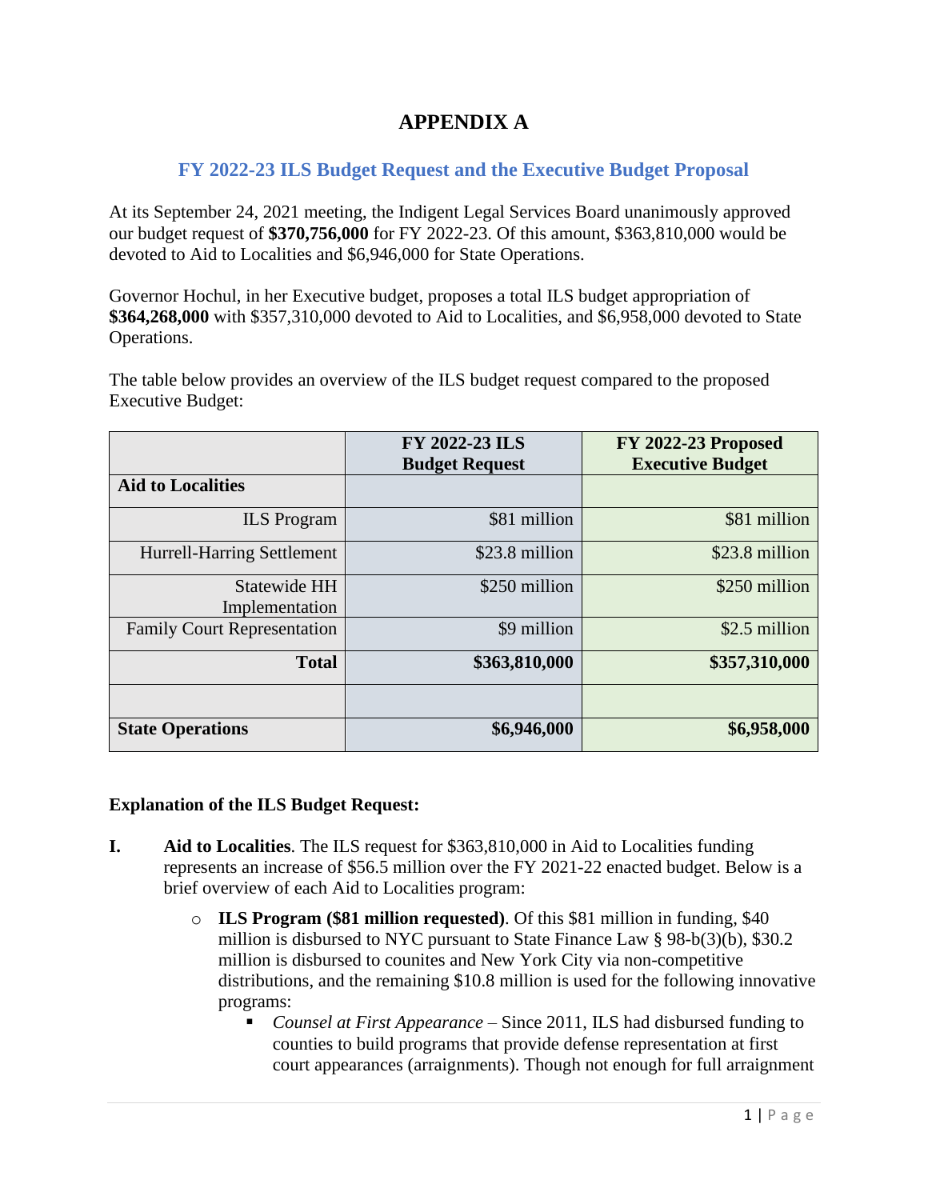# APPENDIX A

## FY 2022-23 ILS Budget Request and the Executive Budget Proposal

At its September 24, 2021 meeting, the Indigent Legal Services Board unanimously approved our budget request of **$370,756,000** for FY 2022-23. Of this amount, $363,810,000 would be devoted to Aid to Localities and $6,946,000 for State Operations.

Governor Hochul, in her Executive budget, proposes a total ILS budget appropriation of **$364,268,000** with $357,310,000 devoted to Aid to Localities, and $6,958,000 devoted to State Operations.

The table below provides an overview of the ILS budget request compared to the proposed Executive Budget:

| | FY 2022-23 ILS Budget Request | FY 2022-23 Proposed Executive Budget |
|---|---|---|
| **Aid to Localities** | | |
| ILS Program | $81 million | $81 million |
| Hurrell-Harring Settlement | $23.8 million | $23.8 million |
| Statewide HH Implementation | $250 million | $250 million |
| Family Court Representation | $9 million | $2.5 million |
| **Total** | **$363,810,000** | **$357,310,000** |
| | | |
| **State Operations** | **$6,946,000** | **$6,958,000** |

**Explanation of the ILS Budget Request:**

**I.** **Aid to Localities**. The ILS request for $363,810,000 in Aid to Localities funding represents an increase of $56.5 million over the FY 2021-22 enacted budget. Below is a brief overview of each Aid to Localities program:

- **ILS Program ($81 million requested)**. Of this $81 million in funding, $40 million is disbursed to NYC pursuant to State Finance Law § 98-b(3)(b), $30.2 million is disbursed to counites and New York City via non-competitive distributions, and the remaining $10.8 million is used for the following innovative programs:
  - *Counsel at First Appearance* – Since 2011, ILS had disbursed funding to counties to build programs that provide defense representation at first court appearances (arraignments). Though not enough for full arraignment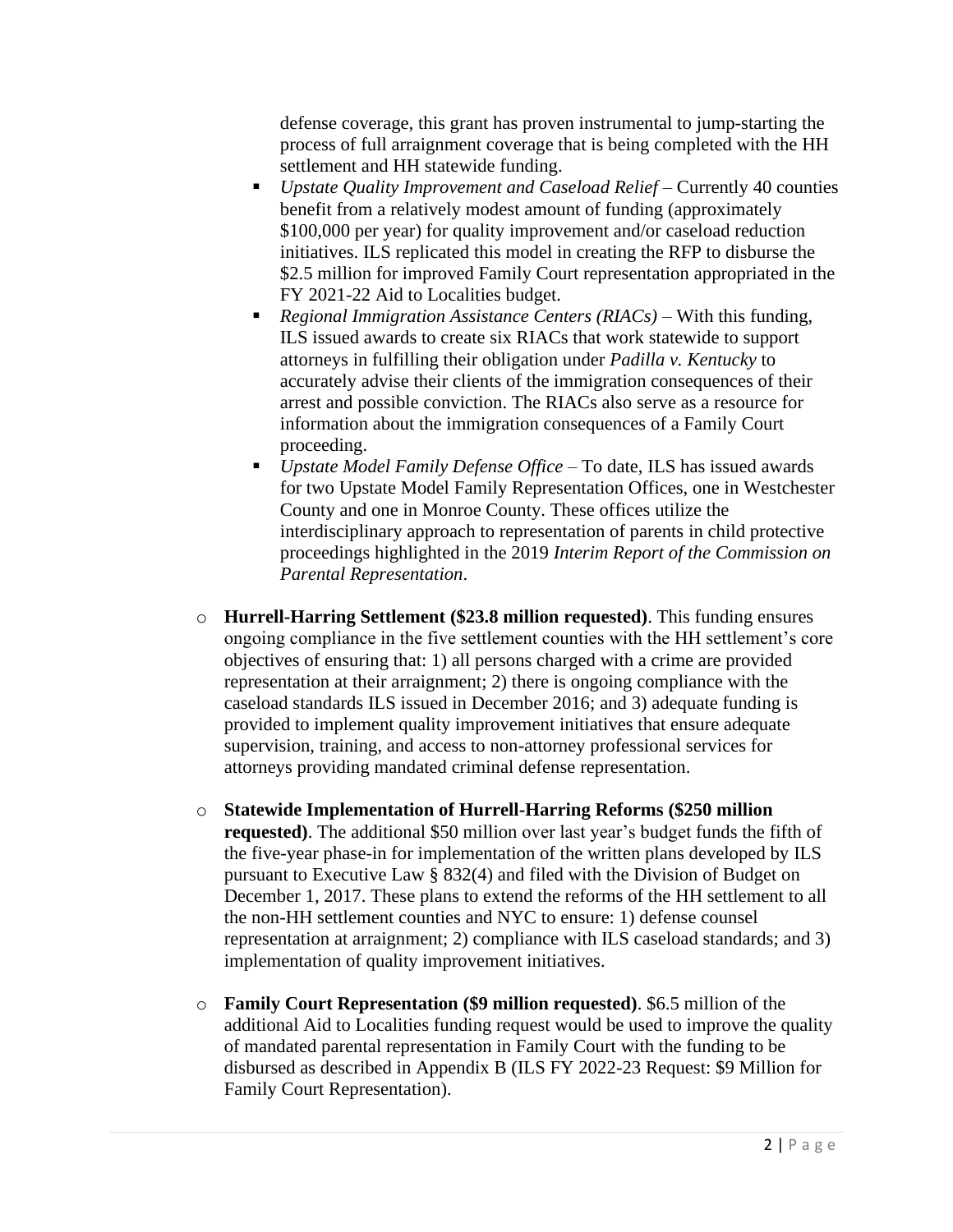defense coverage, this grant has proven instrumental to jump-starting the process of full arraignment coverage that is being completed with the HH settlement and HH statewide funding.

    - *Upstate Quality Improvement and Caseload Relief* – Currently 40 counties benefit from a relatively modest amount of funding (approximately $100,000 per year) for quality improvement and/or caseload reduction initiatives. ILS replicated this model in creating the RFP to disburse the $2.5 million for improved Family Court representation appropriated in the FY 2021-22 Aid to Localities budget.
    - *Regional Immigration Assistance Centers (RIACs)* – With this funding, ILS issued awards to create six RIACs that work statewide to support attorneys in fulfilling their obligation under *Padilla v. Kentucky* to accurately advise their clients of the immigration consequences of their arrest and possible conviction. The RIACs also serve as a resource for information about the immigration consequences of a Family Court proceeding.
    - *Upstate Model Family Defense Office* – To date, ILS has issued awards for two Upstate Model Family Representation Offices, one in Westchester County and one in Monroe County. These offices utilize the interdisciplinary approach to representation of parents in child protective proceedings highlighted in the 2019 *Interim Report of the Commission on Parental Representation*.

- **Hurrell-Harring Settlement ($23.8 million requested)**. This funding ensures ongoing compliance in the five settlement counties with the HH settlement's core objectives of ensuring that: 1) all persons charged with a crime are provided representation at their arraignment; 2) there is ongoing compliance with the caseload standards ILS issued in December 2016; and 3) adequate funding is provided to implement quality improvement initiatives that ensure adequate supervision, training, and access to non-attorney professional services for attorneys providing mandated criminal defense representation.

- **Statewide Implementation of Hurrell-Harring Reforms ($250 million requested)**. The additional $50 million over last year's budget funds the fifth of the five-year phase-in for implementation of the written plans developed by ILS pursuant to Executive Law § 832(4) and filed with the Division of Budget on December 1, 2017. These plans to extend the reforms of the HH settlement to all the non-HH settlement counties and NYC to ensure: 1) defense counsel representation at arraignment; 2) compliance with ILS caseload standards; and 3) implementation of quality improvement initiatives.

- **Family Court Representation ($9 million requested)**. $6.5 million of the additional Aid to Localities funding request would be used to improve the quality of mandated parental representation in Family Court with the funding to be disbursed as described in Appendix B (ILS FY 2022-23 Request: $9 Million for Family Court Representation).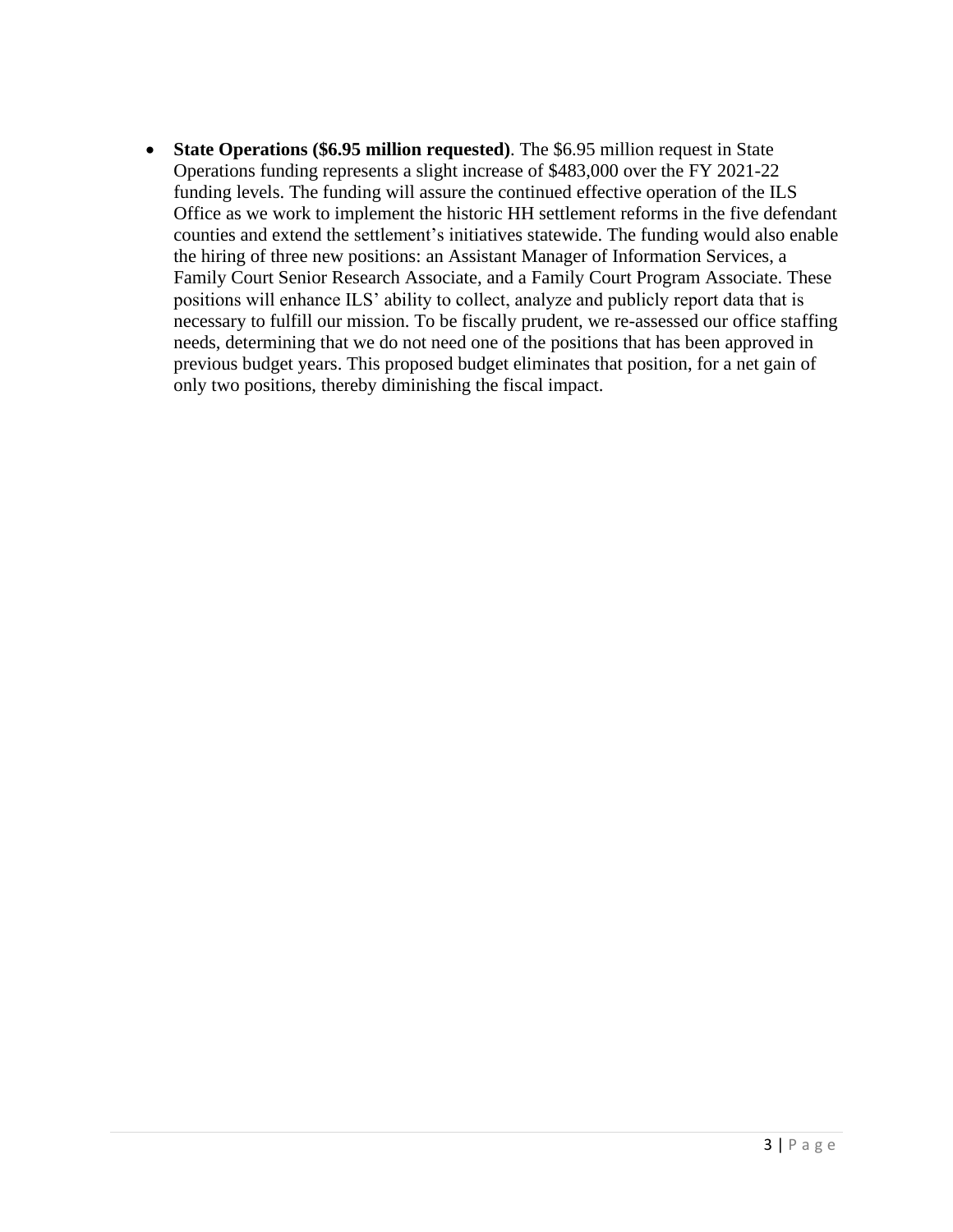- **State Operations ($6.95 million requested)**. The $6.95 million request in State Operations funding represents a slight increase of $483,000 over the FY 2021-22 funding levels. The funding will assure the continued effective operation of the ILS Office as we work to implement the historic HH settlement reforms in the five defendant counties and extend the settlement's initiatives statewide. The funding would also enable the hiring of three new positions: an Assistant Manager of Information Services, a Family Court Senior Research Associate, and a Family Court Program Associate. These positions will enhance ILS' ability to collect, analyze and publicly report data that is necessary to fulfill our mission. To be fiscally prudent, we re-assessed our office staffing needs, determining that we do not need one of the positions that has been approved in previous budget years. This proposed budget eliminates that position, for a net gain of only two positions, thereby diminishing the fiscal impact.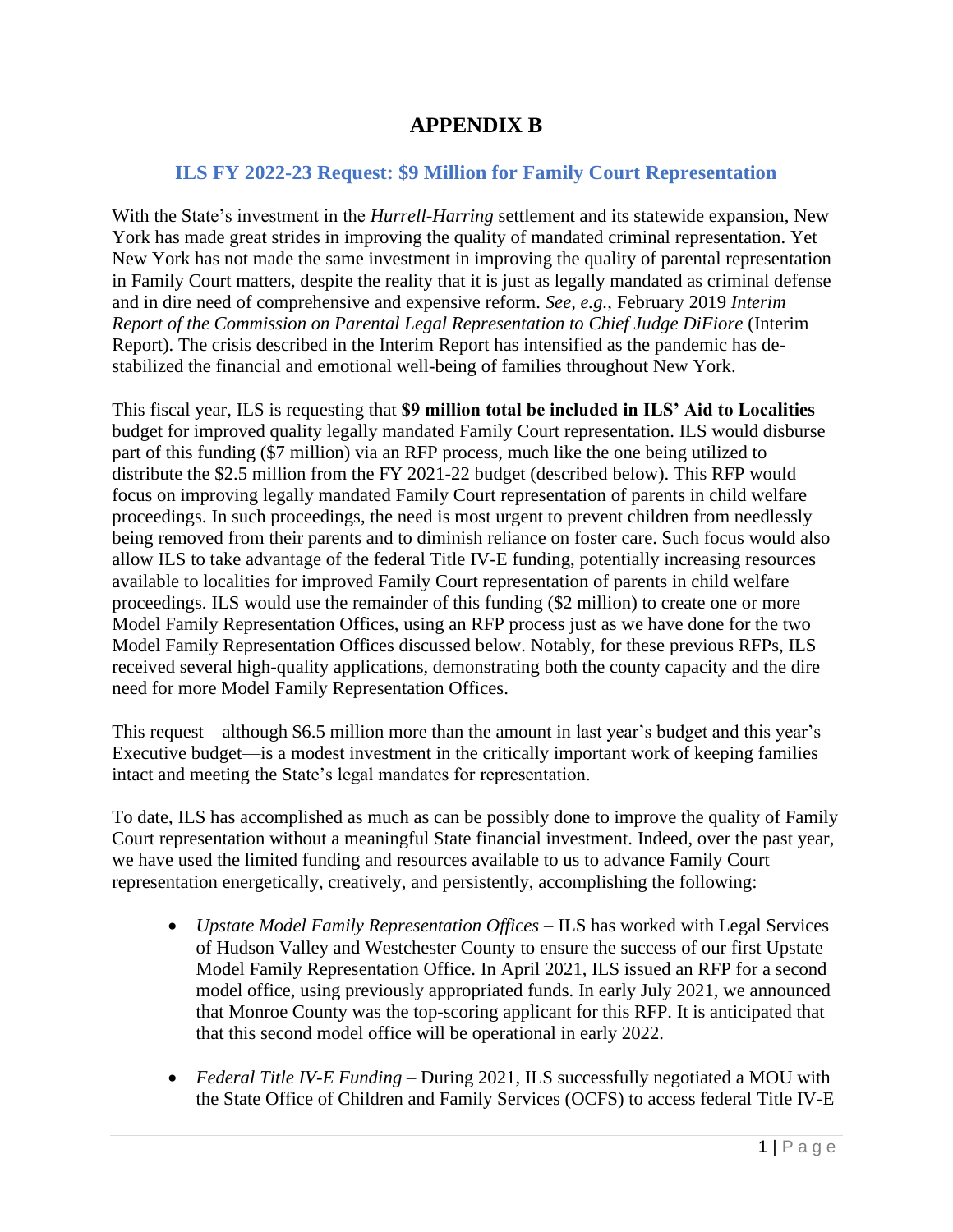# APPENDIX B

## ILS FY 2022-23 Request: $9 Million for Family Court Representation

With the State's investment in the *Hurrell-Harring* settlement and its statewide expansion, New York has made great strides in improving the quality of mandated criminal representation. Yet New York has not made the same investment in improving the quality of parental representation in Family Court matters, despite the reality that it is just as legally mandated as criminal defense and in dire need of comprehensive and expensive reform. *See, e.g.*, February 2019 *Interim Report of the Commission on Parental Legal Representation to Chief Judge DiFiore* (Interim Report). The crisis described in the Interim Report has intensified as the pandemic has de-stabilized the financial and emotional well-being of families throughout New York.

This fiscal year, ILS is requesting that **$9 million total be included in ILS' Aid to Localities** budget for improved quality legally mandated Family Court representation. ILS would disburse part of this funding ($7 million) via an RFP process, much like the one being utilized to distribute the $2.5 million from the FY 2021-22 budget (described below). This RFP would focus on improving legally mandated Family Court representation of parents in child welfare proceedings. In such proceedings, the need is most urgent to prevent children from needlessly being removed from their parents and to diminish reliance on foster care. Such focus would also allow ILS to take advantage of the federal Title IV-E funding, potentially increasing resources available to localities for improved Family Court representation of parents in child welfare proceedings. ILS would use the remainder of this funding ($2 million) to create one or more Model Family Representation Offices, using an RFP process just as we have done for the two Model Family Representation Offices discussed below. Notably, for these previous RFPs, ILS received several high-quality applications, demonstrating both the county capacity and the dire need for more Model Family Representation Offices.

This request—although $6.5 million more than the amount in last year's budget and this year's Executive budget—is a modest investment in the critically important work of keeping families intact and meeting the State's legal mandates for representation.

To date, ILS has accomplished as much as can be possibly done to improve the quality of Family Court representation without a meaningful State financial investment. Indeed, over the past year, we have used the limited funding and resources available to us to advance Family Court representation energetically, creatively, and persistently, accomplishing the following:

- *Upstate Model Family Representation Offices* – ILS has worked with Legal Services of Hudson Valley and Westchester County to ensure the success of our first Upstate Model Family Representation Office. In April 2021, ILS issued an RFP for a second model office, using previously appropriated funds. In early July 2021, we announced that Monroe County was the top-scoring applicant for this RFP. It is anticipated that that this second model office will be operational in early 2022.

- *Federal Title IV-E Funding* – During 2021, ILS successfully negotiated a MOU with the State Office of Children and Family Services (OCFS) to access federal Title IV-E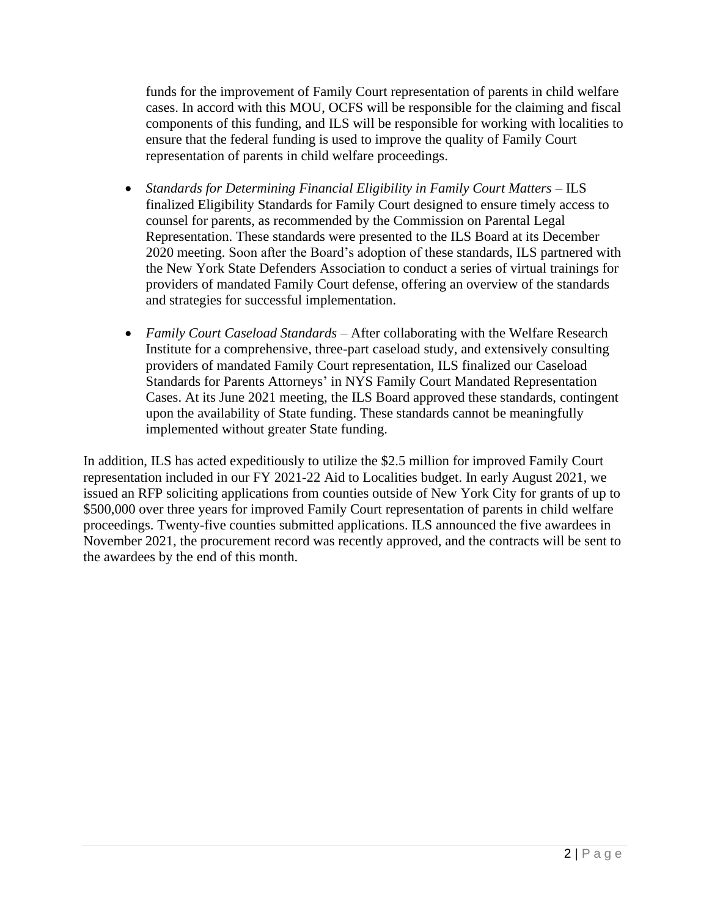funds for the improvement of Family Court representation of parents in child welfare cases. In accord with this MOU, OCFS will be responsible for the claiming and fiscal components of this funding, and ILS will be responsible for working with localities to ensure that the federal funding is used to improve the quality of Family Court representation of parents in child welfare proceedings.

- *Standards for Determining Financial Eligibility in Family Court Matters* – ILS finalized Eligibility Standards for Family Court designed to ensure timely access to counsel for parents, as recommended by the Commission on Parental Legal Representation. These standards were presented to the ILS Board at its December 2020 meeting. Soon after the Board's adoption of these standards, ILS partnered with the New York State Defenders Association to conduct a series of virtual trainings for providers of mandated Family Court defense, offering an overview of the standards and strategies for successful implementation.

- *Family Court Caseload Standards* – After collaborating with the Welfare Research Institute for a comprehensive, three-part caseload study, and extensively consulting providers of mandated Family Court representation, ILS finalized our Caseload Standards for Parents Attorneys' in NYS Family Court Mandated Representation Cases. At its June 2021 meeting, the ILS Board approved these standards, contingent upon the availability of State funding. These standards cannot be meaningfully implemented without greater State funding.

In addition, ILS has acted expeditiously to utilize the $2.5 million for improved Family Court representation included in our FY 2021-22 Aid to Localities budget. In early August 2021, we issued an RFP soliciting applications from counties outside of New York City for grants of up to $500,000 over three years for improved Family Court representation of parents in child welfare proceedings. Twenty-five counties submitted applications. ILS announced the five awardees in November 2021, the procurement record was recently approved, and the contracts will be sent to the awardees by the end of this month.